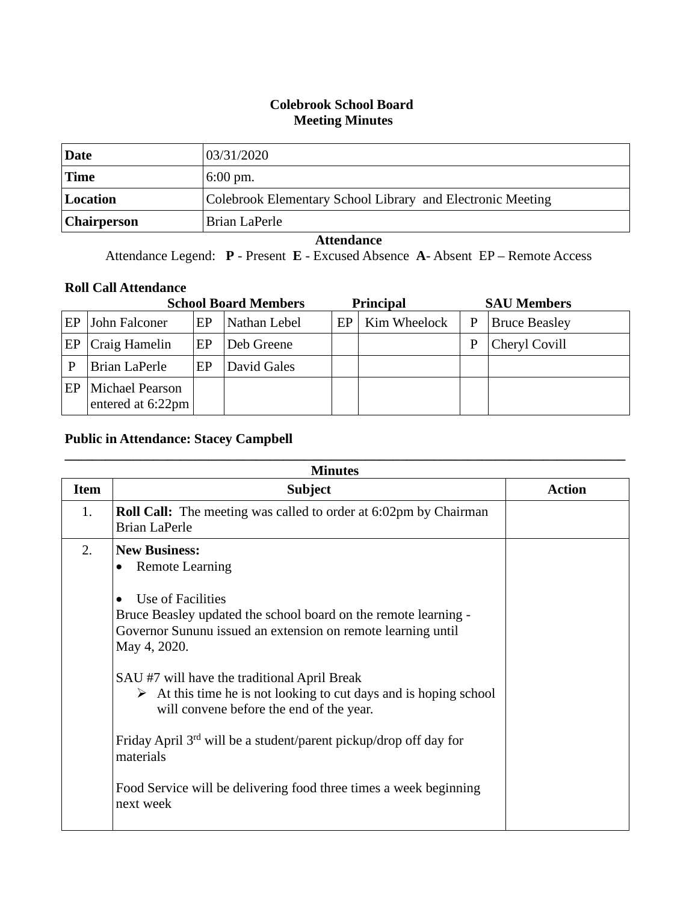# Colebrook School Board
## Meeting Minutes

| | |
|---|---|
| **Date** | 03/31/2020 |
| **Time** | 6:00 pm. |
| **Location** | Colebrook Elementary School Library and Electronic Meeting |
| **Chairperson** | Brian LaPerle |

### Attendance

Attendance Legend: **P** - Present **E** - Excused Absence **A**- Absent EP – Remote Access

**Roll Call Attendance**

| School Board Members | | | | Principal | | SAU Members | |
|---|---|---|---|---|---|---|---|
| EP | John Falconer | EP | Nathan Lebel | EP | Kim Wheelock | P | Bruce Beasley |
| EP | Craig Hamelin | EP | Deb Greene | | | P | Cheryl Covill |
| P | Brian LaPerle | EP | David Gales | | | | |
| EP | Michael Pearson entered at 6:22pm | | | | | | |

**Public in Attendance: Stacey Campbell**

---

### Minutes

| Item | Subject | Action |
|---|---|---|
| 1. | **Roll Call:** The meeting was called to order at 6:02pm by Chairman Brian LaPerle | |
| 2. | **New Business:**<br>• Remote Learning<br><br>• Use of Facilities<br>Bruce Beasley updated the school board on the remote learning - Governor Sununu issued an extension on remote learning until May 4, 2020.<br><br>SAU #7 will have the traditional April Break<br>➢ At this time he is not looking to cut days and is hoping school will convene before the end of the year.<br><br>Friday April 3rd will be a student/parent pickup/drop off day for materials<br><br>Food Service will be delivering food three times a week beginning next week | |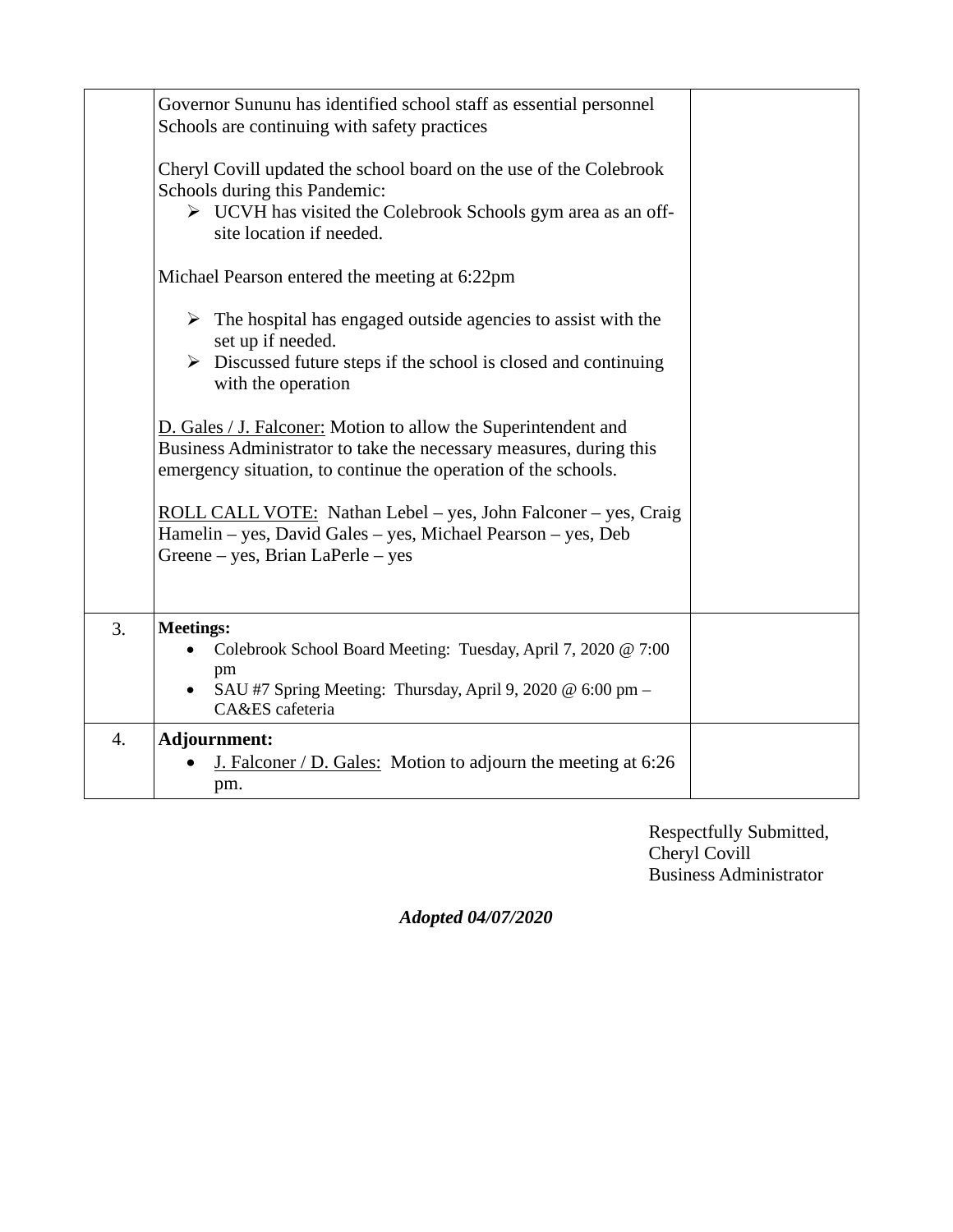| | | |
|---|---|---|
| | Governor Sununu has identified school staff as essential personnel<br>Schools are continuing with safety practices<br><br>Cheryl Covill updated the school board on the use of the Colebrook Schools during this Pandemic:<br>➢ UCVH has visited the Colebrook Schools gym area as an off-site location if needed.<br><br>Michael Pearson entered the meeting at 6:22pm<br><br>➢ The hospital has engaged outside agencies to assist with the set up if needed.<br>➢ Discussed future steps if the school is closed and continuing with the operation<br><br>D. Gales / J. Falconer: Motion to allow the Superintendent and Business Administrator to take the necessary measures, during this emergency situation, to continue the operation of the schools.<br><br>ROLL CALL VOTE: Nathan Lebel – yes, John Falconer – yes, Craig Hamelin – yes, David Gales – yes, Michael Pearson – yes, Deb Greene – yes, Brian LaPerle – yes | |
| 3. | **Meetings:**<br>• Colebrook School Board Meeting: Tuesday, April 7, 2020 @ 7:00 pm<br>• SAU #7 Spring Meeting: Thursday, April 9, 2020 @ 6:00 pm – CA&ES cafeteria | |
| 4. | **Adjournment:**<br>• J. Falconer / D. Gales: Motion to adjourn the meeting at 6:26 pm. | |

Respectfully Submitted,
Cheryl Covill
Business Administrator

***Adopted 04/07/2020***